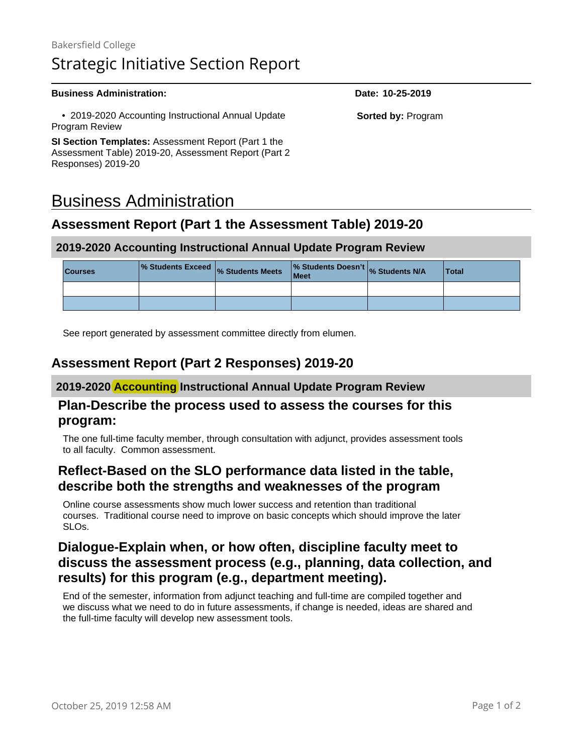Bakersfield College

# Strategic Initiative Section Report

**Business Administration:**

**Date: 10-25-2019**

- 2019-2020 Accounting Instructional Annual Update Program Review

**Sorted by:** Program

**SI Section Templates:** Assessment Report (Part 1 the Assessment Table) 2019-20, Assessment Report (Part 2 Responses) 2019-20

# Business Administration

## Assessment Report (Part 1 the Assessment Table) 2019-20

### 2019-2020 Accounting Instructional Annual Update Program Review

| Courses | % Students Exceed | % Students Meets | % Students Doesn't Meet | % Students N/A | Total |
| --- | --- | --- | --- | --- | --- |
| | | | | | |
| | | | | | |

See report generated by assessment committee directly from elumen.

## Assessment Report (Part 2 Responses) 2019-20

### 2019-2020 Accounting Instructional Annual Update Program Review

#### Plan-Describe the process used to assess the courses for this program:

The one full-time faculty member, through consultation with adjunct, provides assessment tools to all faculty.  Common assessment.

#### Reflect-Based on the SLO performance data listed in the table, describe both the strengths and weaknesses of the program

Online course assessments show much lower success and retention than traditional courses.  Traditional course need to improve on basic concepts which should improve the later SLOs.

#### Dialogue-Explain when, or how often, discipline faculty meet to discuss the assessment process (e.g., planning, data collection, and results) for this program (e.g., department meeting).

End of the semester, information from adjunct teaching and full-time are compiled together and we discuss what we need to do in future assessments, if change is needed, ideas are shared and the full-time faculty will develop new assessment tools.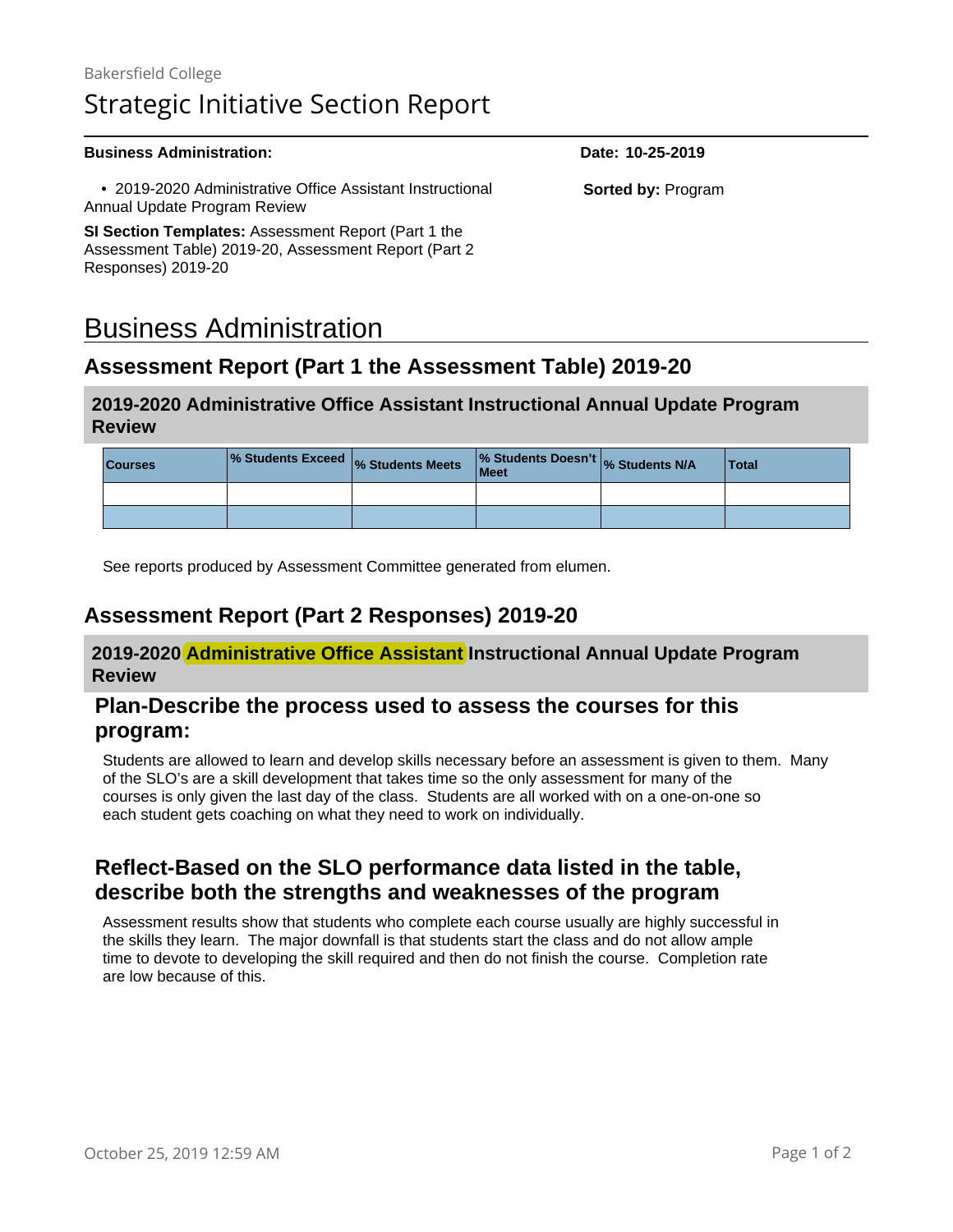Bakersfield College

# Strategic Initiative Section Report

**Business Administration:**

- 2019-2020 Administrative Office Assistant Instructional Annual Update Program Review

**SI Section Templates:** Assessment Report (Part 1 the Assessment Table) 2019-20, Assessment Report (Part 2 Responses) 2019-20

**Date: 10-25-2019**

**Sorted by:** Program

# Business Administration

## Assessment Report (Part 1 the Assessment Table) 2019-20

### 2019-2020 Administrative Office Assistant Instructional Annual Update Program Review

| Courses | % Students Exceed | % Students Meets | % Students Doesn't Meet | % Students N/A | Total |
|---|---|---|---|---|---|
| | | | | | |
| | | | | | |

See reports produced by Assessment Committee generated from elumen.

## Assessment Report (Part 2 Responses) 2019-20

### 2019-2020 Administrative Office Assistant Instructional Annual Update Program Review

#### Plan-Describe the process used to assess the courses for this program:

Students are allowed to learn and develop skills necessary before an assessment is given to them. Many of the SLO's are a skill development that takes time so the only assessment for many of the courses is only given the last day of the class. Students are all worked with on a one-on-one so each student gets coaching on what they need to work on individually.

#### Reflect-Based on the SLO performance data listed in the table, describe both the strengths and weaknesses of the program

Assessment results show that students who complete each course usually are highly successful in the skills they learn. The major downfall is that students start the class and do not allow ample time to devote to developing the skill required and then do not finish the course. Completion rate are low because of this.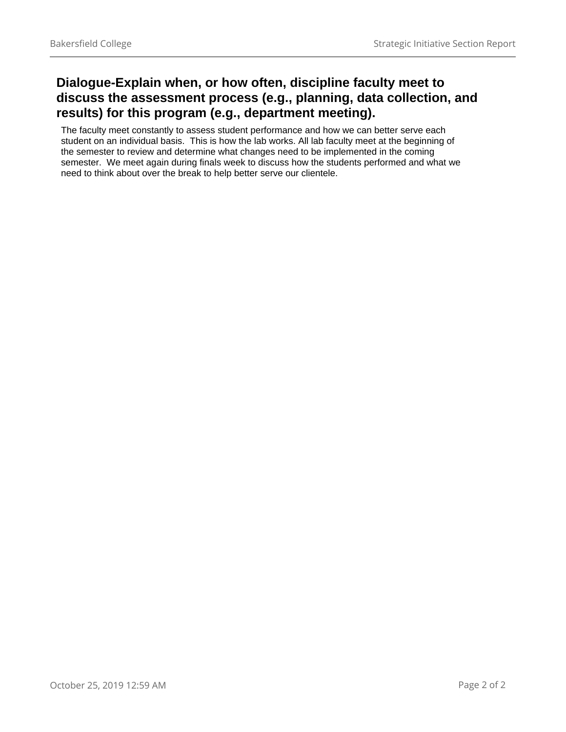## Dialogue-Explain when, or how often, discipline faculty meet to discuss the assessment process (e.g., planning, data collection, and results) for this program (e.g., department meeting).

The faculty meet constantly to assess student performance and how we can better serve each student on an individual basis. This is how the lab works. All lab faculty meet at the beginning of the semester to review and determine what changes need to be implemented in the coming semester. We meet again during finals week to discuss how the students performed and what we need to think about over the break to help better serve our clientele.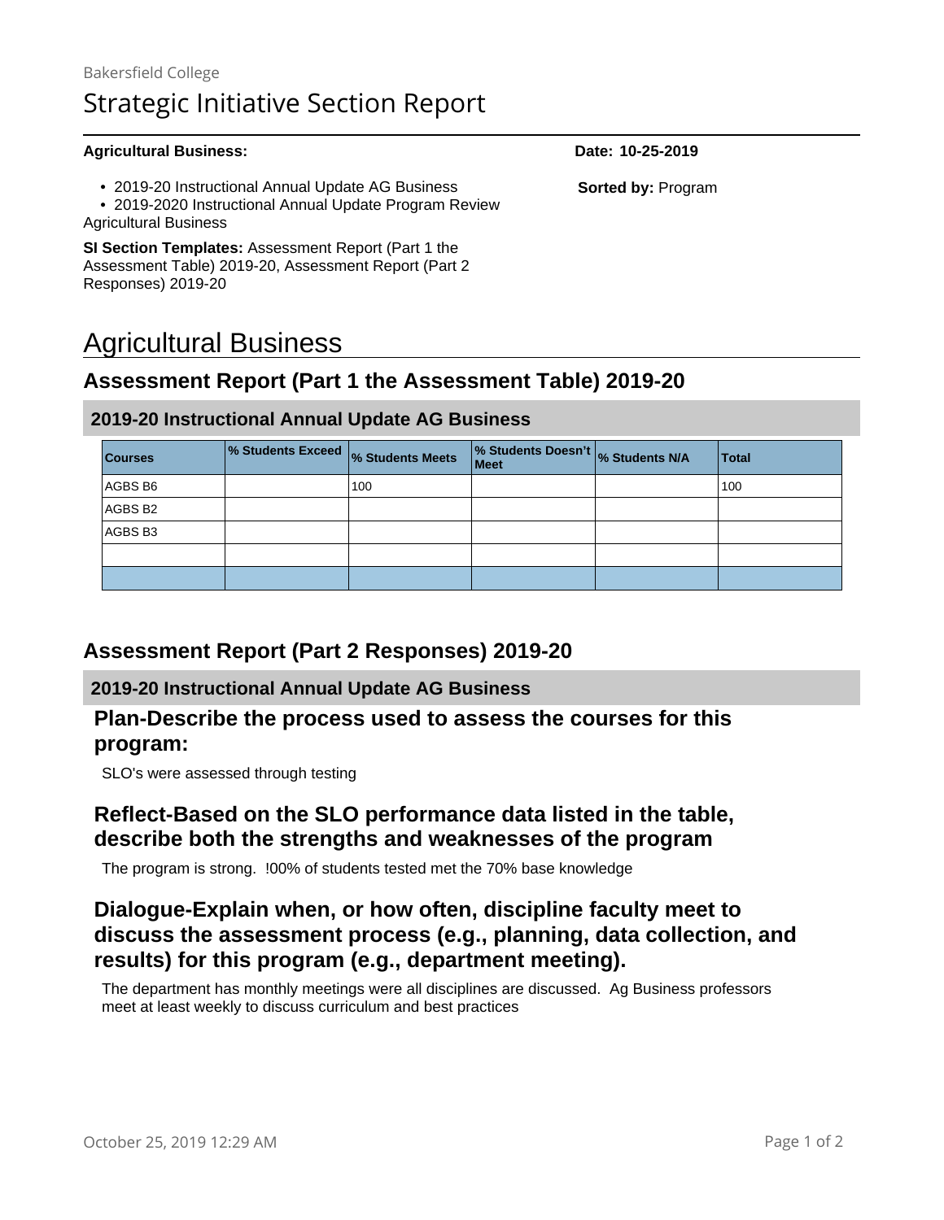Bakersfield College

# Strategic Initiative Section Report

**Agricultural Business:**

**Date: 10-25-2019**

- 2019-20 Instructional Annual Update AG Business
- 2019-2020 Instructional Annual Update Program Review Agricultural Business

**Sorted by:** Program

**SI Section Templates:** Assessment Report (Part 1 the Assessment Table) 2019-20, Assessment Report (Part 2 Responses) 2019-20

# Agricultural Business

## Assessment Report (Part 1 the Assessment Table) 2019-20

### 2019-20 Instructional Annual Update AG Business

| Courses | % Students Exceed | % Students Meets | % Students Doesn't Meet | % Students N/A | Total |
|---|---|---|---|---|---|
| AGBS B6 | | 100 | | | 100 |
| AGBS B2 | | | | | |
| AGBS B3 | | | | | |
| | | | | | |
| | | | | | |

## Assessment Report (Part 2 Responses) 2019-20

### 2019-20 Instructional Annual Update AG Business

### Plan-Describe the process used to assess the courses for this program:

SLO's were assessed through testing

### Reflect-Based on the SLO performance data listed in the table, describe both the strengths and weaknesses of the program

The program is strong. !00% of students tested met the 70% base knowledge

### Dialogue-Explain when, or how often, discipline faculty meet to discuss the assessment process (e.g., planning, data collection, and results) for this program (e.g., department meeting).

The department has monthly meetings were all disciplines are discussed. Ag Business professors meet at least weekly to discuss curriculum and best practices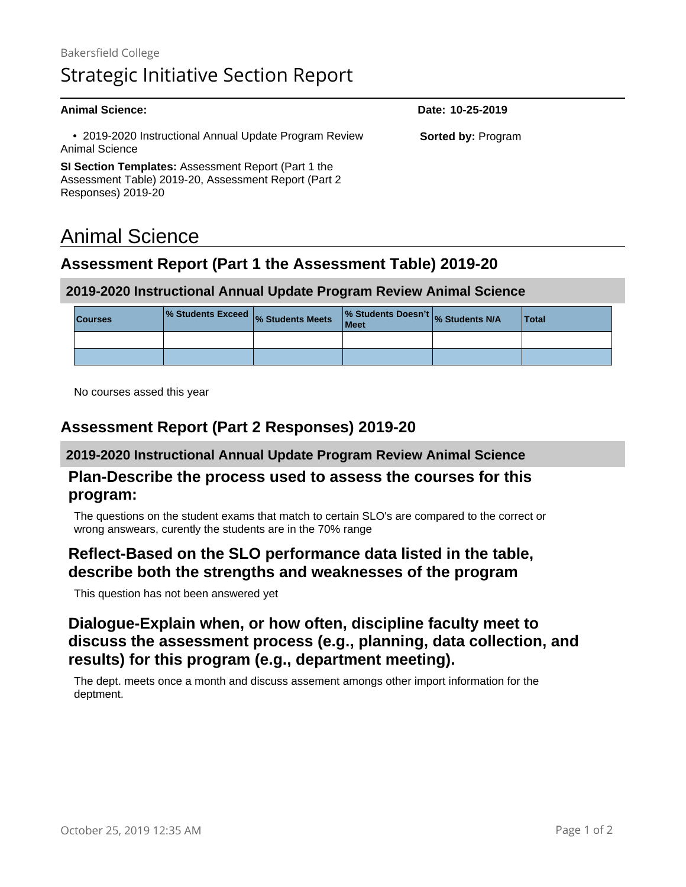Bakersfield College

# Strategic Initiative Section Report

**Animal Science:**

**Date: 10-25-2019**

- 2019-2020 Instructional Annual Update Program Review Animal Science

**Sorted by:** Program

**SI Section Templates:** Assessment Report (Part 1 the Assessment Table) 2019-20, Assessment Report (Part 2 Responses) 2019-20

# Animal Science

## Assessment Report (Part 1 the Assessment Table) 2019-20

### 2019-2020 Instructional Annual Update Program Review Animal Science

| Courses | % Students Exceed | % Students Meets | % Students Doesn't Meet | % Students N/A | Total |
|---|---|---|---|---|---|
| | | | | | |
| | | | | | |

No courses assed this year

## Assessment Report (Part 2 Responses) 2019-20

### 2019-2020 Instructional Annual Update Program Review Animal Science

### Plan-Describe the process used to assess the courses for this program:

The questions on the student exams that match to certain SLO's are compared to the correct or wrong answears, curently the students are in the 70% range

### Reflect-Based on the SLO performance data listed in the table, describe both the strengths and weaknesses of the program

This question has not been answered yet

### Dialogue-Explain when, or how often, discipline faculty meet to discuss the assessment process (e.g., planning, data collection, and results) for this program (e.g., department meeting).

The dept. meets once a month and discuss assesment amongs other import information for the deptment.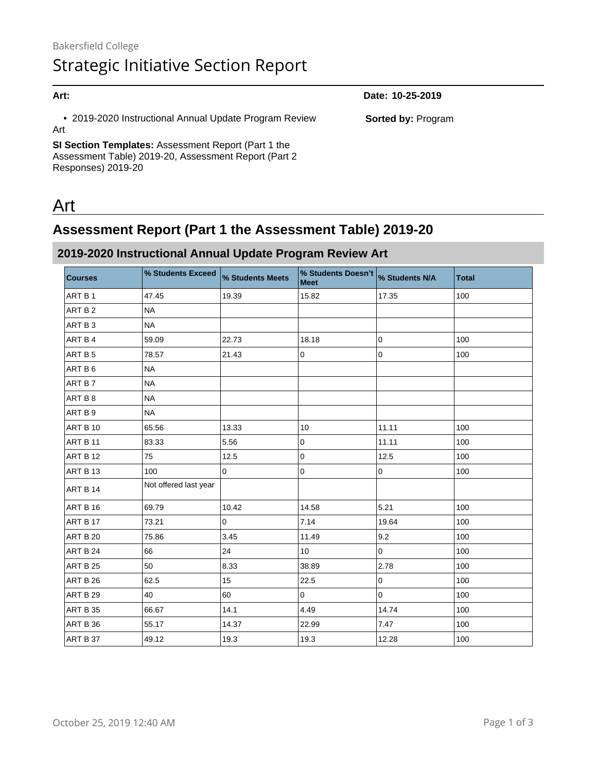Bakersfield College

# Strategic Initiative Section Report

**Art:**

**Date: 10-25-2019**

- 2019-2020 Instructional Annual Update Program Review Art

**Sorted by:** Program

**SI Section Templates:** Assessment Report (Part 1 the Assessment Table) 2019-20, Assessment Report (Part 2 Responses) 2019-20

# Art

## Assessment Report (Part 1 the Assessment Table) 2019-20

### 2019-2020 Instructional Annual Update Program Review Art

| Courses | % Students Exceed | % Students Meets | % Students Doesn't Meet | % Students N/A | Total |
|---|---|---|---|---|---|
| ART B 1 | 47.45 | 19.39 | 15.82 | 17.35 | 100 |
| ART B 2 | NA | | | | |
| ART B 3 | NA | | | | |
| ART B 4 | 59.09 | 22.73 | 18.18 | 0 | 100 |
| ART B 5 | 78.57 | 21.43 | 0 | 0 | 100 |
| ART B 6 | NA | | | | |
| ART B 7 | NA | | | | |
| ART B 8 | NA | | | | |
| ART B 9 | NA | | | | |
| ART B 10 | 65.56 | 13.33 | 10 | 11.11 | 100 |
| ART B 11 | 83.33 | 5.56 | 0 | 11.11 | 100 |
| ART B 12 | 75 | 12.5 | 0 | 12.5 | 100 |
| ART B 13 | 100 | 0 | 0 | 0 | 100 |
| ART B 14 | Not offered last year | | | | |
| ART B 16 | 69.79 | 10.42 | 14.58 | 5.21 | 100 |
| ART B 17 | 73.21 | 0 | 7.14 | 19.64 | 100 |
| ART B 20 | 75.86 | 3.45 | 11.49 | 9.2 | 100 |
| ART B 24 | 66 | 24 | 10 | 0 | 100 |
| ART B 25 | 50 | 8.33 | 38.89 | 2.78 | 100 |
| ART B 26 | 62.5 | 15 | 22.5 | 0 | 100 |
| ART B 29 | 40 | 60 | 0 | 0 | 100 |
| ART B 35 | 66.67 | 14.1 | 4.49 | 14.74 | 100 |
| ART B 36 | 55.17 | 14.37 | 22.99 | 7.47 | 100 |
| ART B 37 | 49.12 | 19.3 | 19.3 | 12.28 | 100 |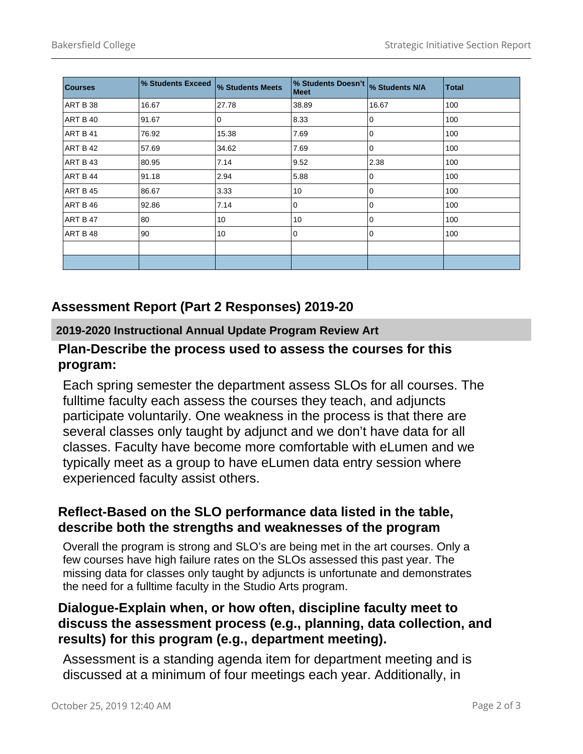| Courses | % Students Exceed | % Students Meets | % Students Doesn't Meet | % Students N/A | Total |
|---|---|---|---|---|---|
| ART B 38 | 16.67 | 27.78 | 38.89 | 16.67 | 100 |
| ART B 40 | 91.67 | 0 | 8.33 | 0 | 100 |
| ART B 41 | 76.92 | 15.38 | 7.69 | 0 | 100 |
| ART B 42 | 57.69 | 34.62 | 7.69 | 0 | 100 |
| ART B 43 | 80.95 | 7.14 | 9.52 | 2.38 | 100 |
| ART B 44 | 91.18 | 2.94 | 5.88 | 0 | 100 |
| ART B 45 | 86.67 | 3.33 | 10 | 0 | 100 |
| ART B 46 | 92.86 | 7.14 | 0 | 0 | 100 |
| ART B 47 | 80 | 10 | 10 | 0 | 100 |
| ART B 48 | 90 | 10 | 0 | 0 | 100 |
| | | | | | |
| | | | | | |

## Assessment Report (Part 2 Responses) 2019-20

### 2019-2020 Instructional Annual Update Program Review Art

#### Plan-Describe the process used to assess the courses for this program:

Each spring semester the department assess SLOs for all courses. The fulltime faculty each assess the courses they teach, and adjuncts participate voluntarily. One weakness in the process is that there are several classes only taught by adjunct and we don't have data for all classes. Faculty have become more comfortable with eLumen and we typically meet as a group to have eLumen data entry session where experienced faculty assist others.

#### Reflect-Based on the SLO performance data listed in the table, describe both the strengths and weaknesses of the program

Overall the program is strong and SLO's are being met in the art courses. Only a few courses have high failure rates on the SLOs assessed this past year. The missing data for classes only taught by adjuncts is unfortunate and demonstrates the need for a fulltime faculty in the Studio Arts program.

#### Dialogue-Explain when, or how often, discipline faculty meet to discuss the assessment process (e.g., planning, data collection, and results) for this program (e.g., department meeting).

Assessment is a standing agenda item for department meeting and is discussed at a minimum of four meetings each year. Additionally, in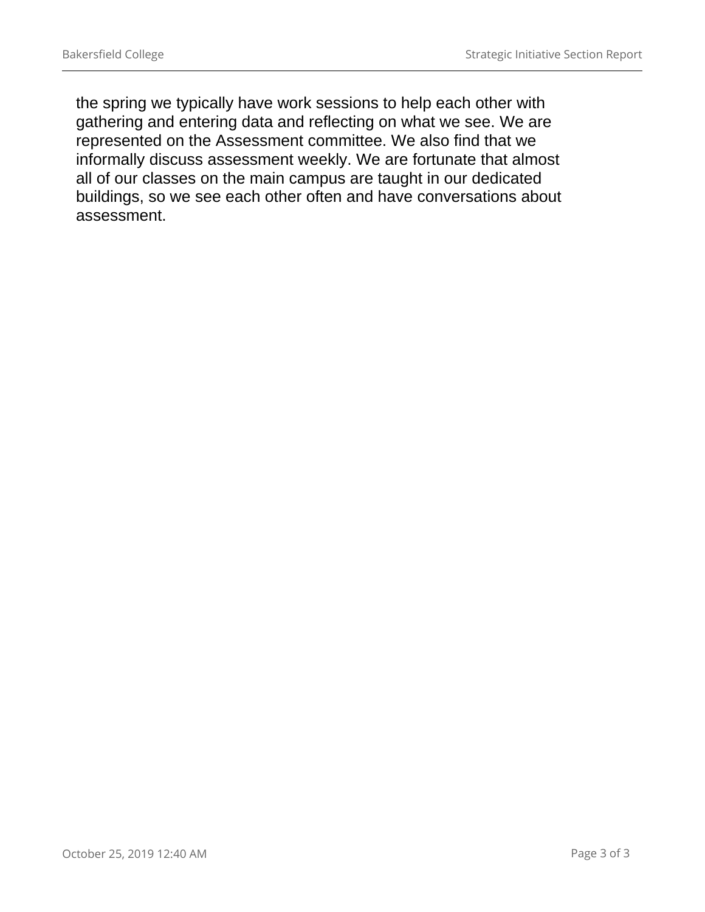the spring we typically have work sessions to help each other with gathering and entering data and reflecting on what we see. We are represented on the Assessment committee. We also find that we informally discuss assessment weekly. We are fortunate that almost all of our classes on the main campus are taught in our dedicated buildings, so we see each other often and have conversations about assessment.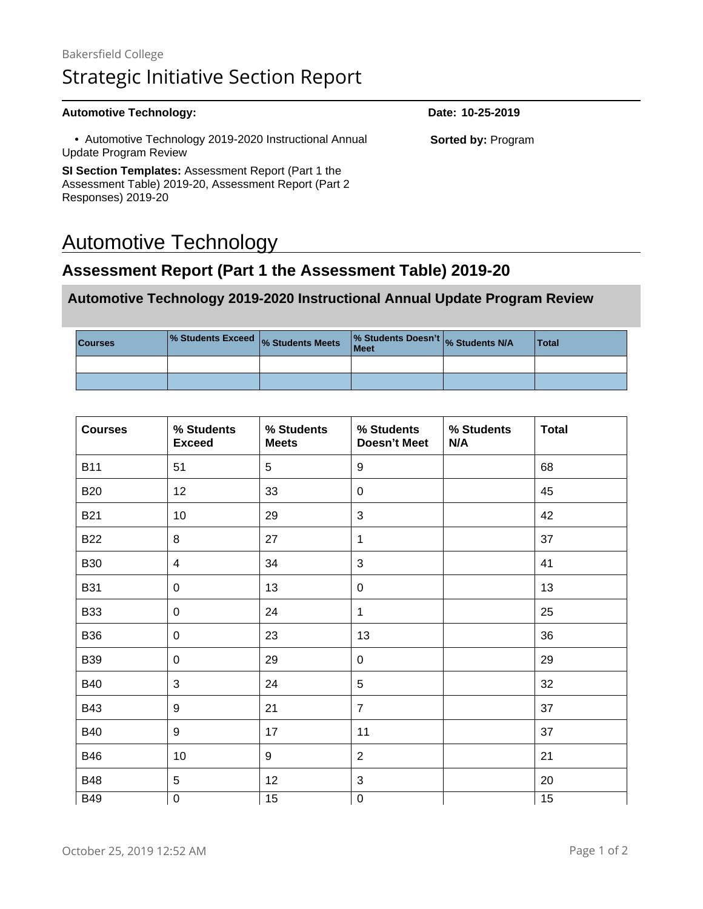Bakersfield College

# Strategic Initiative Section Report

**Automotive Technology:** **Date: 10-25-2019**

- Automotive Technology 2019-2020 Instructional Annual Update Program Review

**Sorted by:** Program

**SI Section Templates:** Assessment Report (Part 1 the Assessment Table) 2019-20, Assessment Report (Part 2 Responses) 2019-20

# Automotive Technology

## Assessment Report (Part 1 the Assessment Table) 2019-20

### Automotive Technology 2019-2020 Instructional Annual Update Program Review

| Courses | % Students Exceed | % Students Meets | % Students Doesn't Meet | % Students N/A | Total |
|---|---|---|---|---|---|
| | | | | | |
| | | | | | |

| Courses | % Students Exceed | % Students Meets | % Students Doesn't Meet | % Students N/A | Total |
|---|---|---|---|---|---|
| B11 | 51 | 5 | 9 | | 68 |
| B20 | 12 | 33 | 0 | | 45 |
| B21 | 10 | 29 | 3 | | 42 |
| B22 | 8 | 27 | 1 | | 37 |
| B30 | 4 | 34 | 3 | | 41 |
| B31 | 0 | 13 | 0 | | 13 |
| B33 | 0 | 24 | 1 | | 25 |
| B36 | 0 | 23 | 13 | | 36 |
| B39 | 0 | 29 | 0 | | 29 |
| B40 | 3 | 24 | 5 | | 32 |
| B43 | 9 | 21 | 7 | | 37 |
| B40 | 9 | 17 | 11 | | 37 |
| B46 | 10 | 9 | 2 | | 21 |
| B48 | 5 | 12 | 3 | | 20 |
| B49 | 0 | 15 | 0 | | 15 |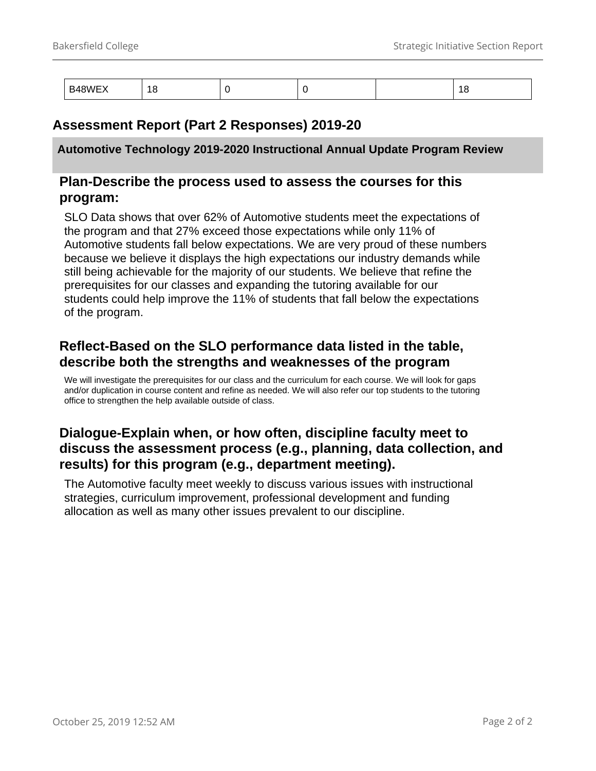| | | | | | |
|---|---|---|---|---|---|
| B48WEX | 18 | 0 | 0 | | 18 |

## Assessment Report (Part 2 Responses) 2019-20

### Automotive Technology 2019-2020 Instructional Annual Update Program Review

#### Plan-Describe the process used to assess the courses for this program:

SLO Data shows that over 62% of Automotive students meet the expectations of the program and that 27% exceed those expectations while only 11% of Automotive students fall below expectations. We are very proud of these numbers because we believe it displays the high expectations our industry demands while still being achievable for the majority of our students. We believe that refine the prerequisites for our classes and expanding the tutoring available for our students could help improve the 11% of students that fall below the expectations of the program.

#### Reflect-Based on the SLO performance data listed in the table, describe both the strengths and weaknesses of the program

We will investigate the prerequisites for our class and the curriculum for each course. We will look for gaps and/or duplication in course content and refine as needed. We will also refer our top students to the tutoring office to strengthen the help available outside of class.

#### Dialogue-Explain when, or how often, discipline faculty meet to discuss the assessment process (e.g., planning, data collection, and results) for this program (e.g., department meeting).

The Automotive faculty meet weekly to discuss various issues with instructional strategies, curriculum improvement, professional development and funding allocation as well as many other issues prevalent to our discipline.